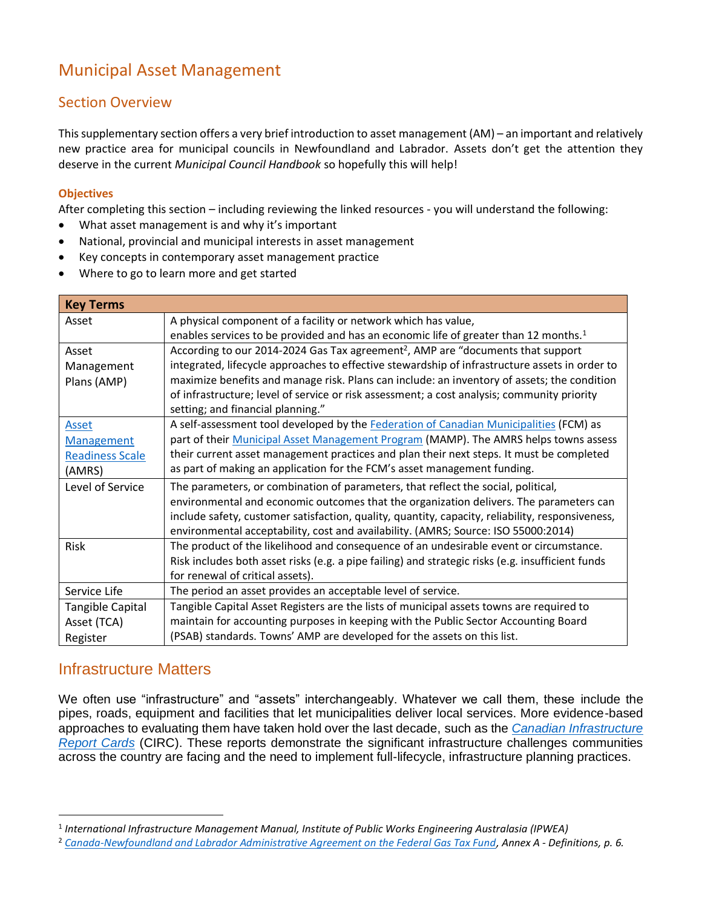# Municipal Asset Management

## Section Overview

This supplementary section offers a very brief introduction to asset management (AM) – an important and relatively new practice area for municipal councils in Newfoundland and Labrador. Assets don't get the attention they deserve in the current *Municipal Council Handbook* so hopefully this will help!

### Objectives

After completing this section – including reviewing the linked resources - you will understand the following:

- What asset management is and why it's important
- National, provincial and municipal interests in asset management
- Key concepts in contemporary asset management practice
- Where to go to learn more and get started

| **Key Terms** | |
|---|---|
| Asset | A physical component of a facility or network which has value, enables services to be provided and has an economic life of greater than 12 months.[1] |
| Asset Management Plans (AMP) | According to our 2014-2024 Gas Tax agreement[2], AMP are "documents that support integrated, lifecycle approaches to effective stewardship of infrastructure assets in order to maximize benefits and manage risk. Plans can include: an inventory of assets; the condition of infrastructure; level of service or risk assessment; a cost analysis; community priority setting; and financial planning." |
| Asset Management Readiness Scale (AMRS) | A self-assessment tool developed by the Federation of Canadian Municipalities (FCM) as part of their Municipal Asset Management Program (MAMP). The AMRS helps towns assess their current asset management practices and plan their next steps. It must be completed as part of making an application for the FCM's asset management funding. |
| Level of Service | The parameters, or combination of parameters, that reflect the social, political, environmental and economic outcomes that the organization delivers. The parameters can include safety, customer satisfaction, quality, quantity, capacity, reliability, responsiveness, environmental acceptability, cost and availability. (AMRS; Source: ISO 55000:2014) |
| Risk | The product of the likelihood and consequence of an undesirable event or circumstance. Risk includes both asset risks (e.g. a pipe failing) and strategic risks (e.g. insufficient funds for renewal of critical assets). |
| Service Life | The period an asset provides an acceptable level of service. |
| Tangible Capital Asset (TCA) Register | Tangible Capital Asset Registers are the lists of municipal assets towns are required to maintain for accounting purposes in keeping with the Public Sector Accounting Board (PSAB) standards. Towns' AMP are developed for the assets on this list. |

## Infrastructure Matters

We often use "infrastructure" and "assets" interchangeably. Whatever we call them, these include the pipes, roads, equipment and facilities that let municipalities deliver local services. More evidence-based approaches to evaluating them have taken hold over the last decade, such as the *Canadian Infrastructure Report Cards* (CIRC). These reports demonstrate the significant infrastructure challenges communities across the country are facing and the need to implement full-lifecycle, infrastructure planning practices.

---

[1] *International Infrastructure Management Manual, Institute of Public Works Engineering Australasia (IPWEA)*

[2] *Canada-Newfoundland and Labrador Administrative Agreement on the Federal Gas Tax Fund, Annex A - Definitions, p. 6.*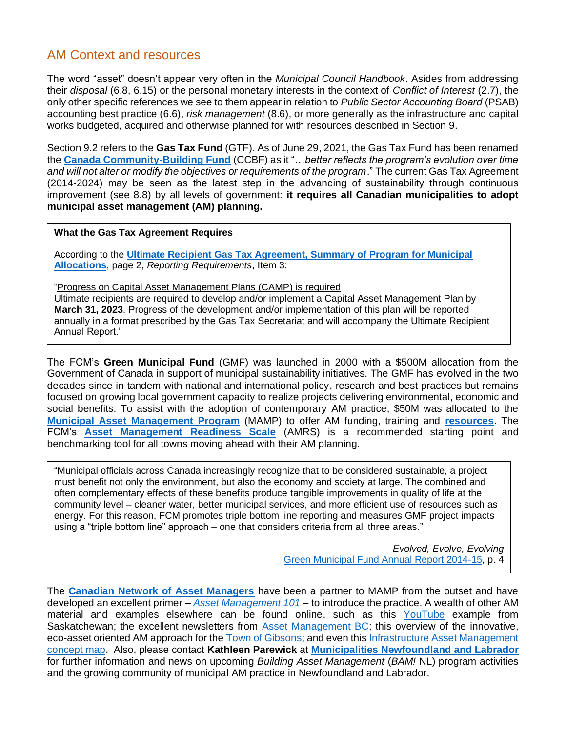## AM Context and resources

The word "asset" doesn't appear very often in the *Municipal Council Handbook*. Asides from addressing their *disposal* (6.8, 6.15) or the personal monetary interests in the context of *Conflict of Interest* (2.7), the only other specific references we see to them appear in relation to *Public Sector Accounting Board* (PSAB) accounting best practice (6.6), *risk management* (8.6), or more generally as the infrastructure and capital works budgeted, acquired and otherwise planned for with resources described in Section 9.

Section 9.2 refers to the **Gas Tax Fund** (GTF). As of June 29, 2021, the Gas Tax Fund has been renamed the **Canada Community-Building Fund** (CCBF) as it "…*better reflects the program's evolution over time and will not alter or modify the objectives or requirements of the program*." The current Gas Tax Agreement (2014-2024) may be seen as the latest step in the advancing of sustainability through continuous improvement (see 8.8) by all levels of government: **it requires all Canadian municipalities to adopt municipal asset management (AM) planning.**

> **What the Gas Tax Agreement Requires**
>
> According to the **Ultimate Recipient Gas Tax Agreement, Summary of Program for Municipal Allocations**, page 2, *Reporting Requirements*, Item 3:
>
> "Progress on Capital Asset Management Plans (CAMP) is required
> Ultimate recipients are required to develop and/or implement a Capital Asset Management Plan by **March 31, 2023**. Progress of the development and/or implementation of this plan will be reported annually in a format prescribed by the Gas Tax Secretariat and will accompany the Ultimate Recipient Annual Report."

The FCM's **Green Municipal Fund** (GMF) was launched in 2000 with a $500M allocation from the Government of Canada in support of municipal sustainability initiatives. The GMF has evolved in the two decades since in tandem with national and international policy, research and best practices but remains focused on growing local government capacity to realize projects delivering environmental, economic and social benefits. To assist with the adoption of contemporary AM practice, $50M was allocated to the **Municipal Asset Management Program** (MAMP) to offer AM funding, training and **resources**. The FCM's **Asset Management Readiness Scale** (AMRS) is a recommended starting point and benchmarking tool for all towns moving ahead with their AM planning.

> "Municipal officials across Canada increasingly recognize that to be considered sustainable, a project must benefit not only the environment, but also the economy and society at large. The combined and often complementary effects of these benefits produce tangible improvements in quality of life at the community level – cleaner water, better municipal services, and more efficient use of resources such as energy. For this reason, FCM promotes triple bottom line reporting and measures GMF project impacts using a "triple bottom line" approach – one that considers criteria from all three areas."
>
> *Evolved, Evolve, Evolving*
> Green Municipal Fund Annual Report 2014-15, p. 4

The **Canadian Network of Asset Managers** have been a partner to MAMP from the outset and have developed an excellent primer – *Asset Management 101* – to introduce the practice. A wealth of other AM material and examples elsewhere can be found online, such as this YouTube example from Saskatchewan; the excellent newsletters from Asset Management BC; this overview of the innovative, eco-asset oriented AM approach for the Town of Gibsons; and even this Infrastructure Asset Management concept map. Also, please contact **Kathleen Parewick** at **Municipalities Newfoundland and Labrador** for further information and news on upcoming *Building Asset Management* (*BAM!* NL) program activities and the growing community of municipal AM practice in Newfoundland and Labrador.